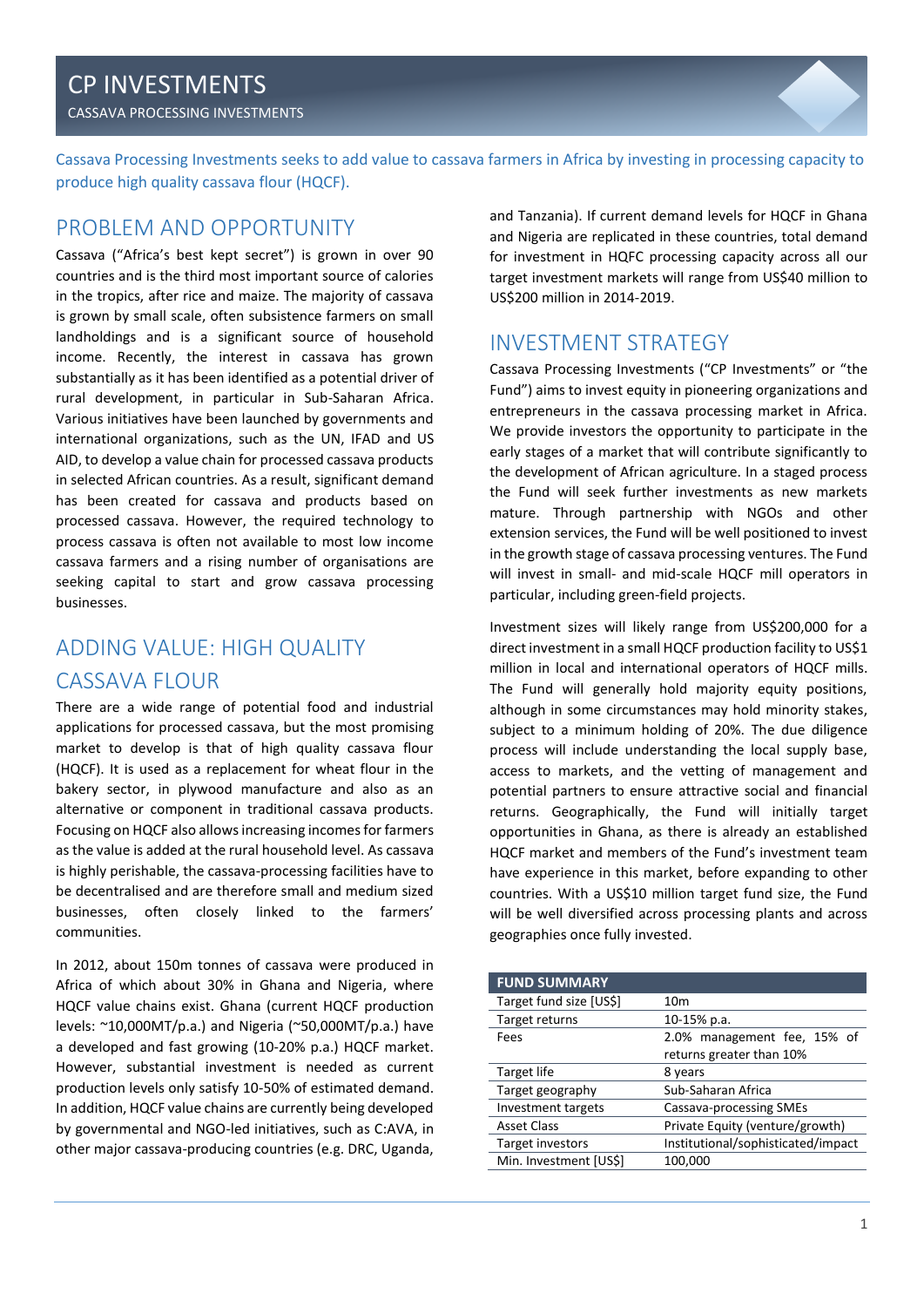# CP INVESTMENTS

CASSAVA PROCESSING INVESTMENTS

Cassava Processing Investments seeks to add value to cassava farmers in Africa by investing in processing capacity to produce high quality cassava flour (HQCF).

## PROBLEM AND OPPORTUNITY

Cassava ("Africa's best kept secret") is grown in over 90 countries and is the third most important source of calories in the tropics, after rice and maize. The majority of cassava is grown by small scale, often subsistence farmers on small landholdings and is a significant source of household income. Recently, the interest in cassava has grown substantially as it has been identified as a potential driver of rural development, in particular in Sub-Saharan Africa. Various initiatives have been launched by governments and international organizations, such as the UN, IFAD and US AID, to develop a value chain for processed cassava products in selected African countries. As a result, significant demand has been created for cassava and products based on processed cassava. However, the required technology to process cassava is often not available to most low income cassava farmers and a rising number of organisations are seeking capital to start and grow cassava processing businesses.

## ADDING VALUE: HIGH QUALITY CASSAVA FLOUR

There are a wide range of potential food and industrial applications for processed cassava, but the most promising market to develop is that of high quality cassava flour (HQCF). It is used as a replacement for wheat flour in the bakery sector, in plywood manufacture and also as an alternative or component in traditional cassava products. Focusing on HQCF also allows increasing incomes for farmers as the value is added at the rural household level. As cassava is highly perishable, the cassava-processing facilities have to be decentralised and are therefore small and medium sized businesses, often closely linked to the farmers' communities.

In 2012, about 150m tonnes of cassava were produced in Africa of which about 30% in Ghana and Nigeria, where HQCF value chains exist. Ghana (current HQCF production levels: ~10,000MT/p.a.) and Nigeria (~50,000MT/p.a.) have a developed and fast growing (10-20% p.a.) HQCF market. However, substantial investment is needed as current production levels only satisfy 10-50% of estimated demand. In addition, HQCF value chains are currently being developed by governmental and NGO-led initiatives, such as C:AVA, in other major cassava-producing countries (e.g. DRC, Uganda, and Tanzania). If current demand levels for HQCF in Ghana and Nigeria are replicated in these countries, total demand for investment in HQFC processing capacity across all our target investment markets will range from US$40 million to US$200 million in 2014-2019.

## INVESTMENT STRATEGY

Cassava Processing Investments ("CP Investments" or "the Fund") aims to invest equity in pioneering organizations and entrepreneurs in the cassava processing market in Africa. We provide investors the opportunity to participate in the early stages of a market that will contribute significantly to the development of African agriculture. In a staged process the Fund will seek further investments as new markets mature. Through partnership with NGOs and other extension services, the Fund will be well positioned to invest in the growth stage of cassava processing ventures. The Fund will invest in small- and mid-scale HQCF mill operators in particular, including green-field projects.

Investment sizes will likely range from US$200,000 for a direct investment in a small HQCF production facility to US$1 million in local and international operators of HQCF mills. The Fund will generally hold majority equity positions, although in some circumstances may hold minority stakes, subject to a minimum holding of 20%. The due diligence process will include understanding the local supply base, access to markets, and the vetting of management and potential partners to ensure attractive social and financial returns. Geographically, the Fund will initially target opportunities in Ghana, as there is already an established HQCF market and members of the Fund's investment team have experience in this market, before expanding to other countries. With a US$10 million target fund size, the Fund will be well diversified across processing plants and across geographies once fully invested.

| FUND SUMMARY | |
|---|---|
| Target fund size [US$] | 10m |
| Target returns | 10-15% p.a. |
| Fees | 2.0% management fee, 15% of returns greater than 10% |
| Target life | 8 years |
| Target geography | Sub-Saharan Africa |
| Investment targets | Cassava-processing SMEs |
| Asset Class | Private Equity (venture/growth) |
| Target investors | Institutional/sophisticated/impact |
| Min. Investment [US$] | 100,000 |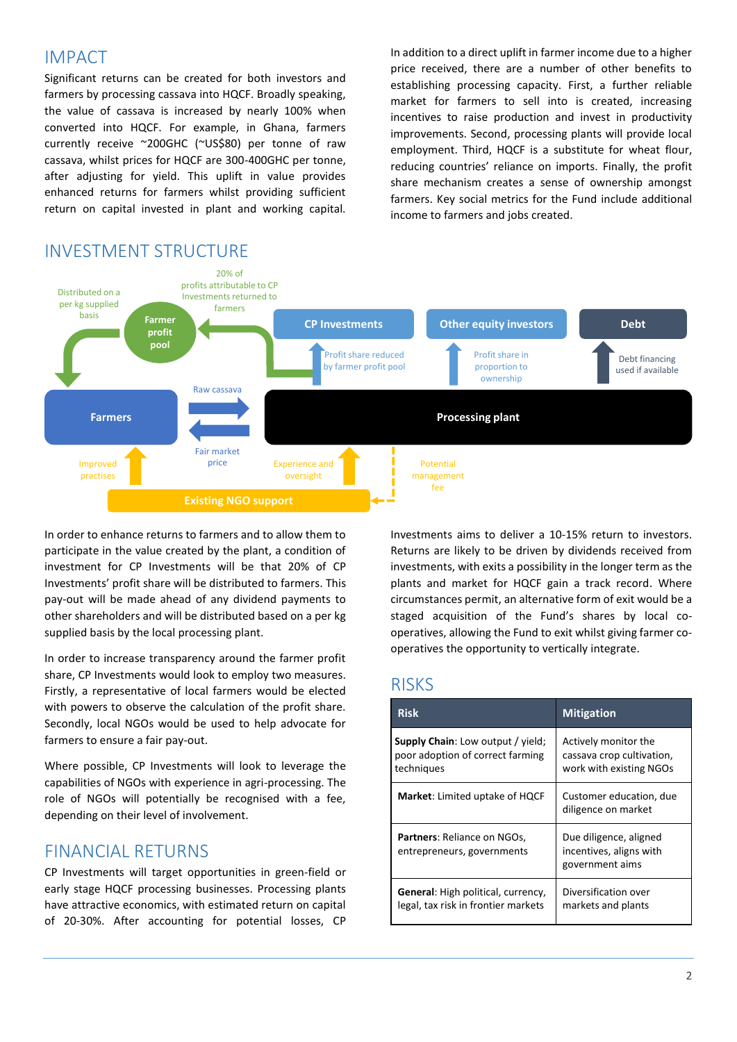## IMPACT

Significant returns can be created for both investors and farmers by processing cassava into HQCF. Broadly speaking, the value of cassava is increased by nearly 100% when converted into HQCF. For example, in Ghana, farmers currently receive ~200GHC (~US$80) per tonne of raw cassava, whilst prices for HQCF are 300-400GHC per tonne, after adjusting for yield. This uplift in value provides enhanced returns for farmers whilst providing sufficient return on capital invested in plant and working capital.

In addition to a direct uplift in farmer income due to a higher price received, there are a number of other benefits to establishing processing capacity. First, a further reliable market for farmers to sell into is created, increasing incentives to raise production and invest in productivity improvements. Second, processing plants will provide local employment. Third, HQCF is a substitute for wheat flour, reducing countries' reliance on imports. Finally, the profit share mechanism creates a sense of ownership amongst farmers. Key social metrics for the Fund include additional income to farmers and jobs created.

## INVESTMENT STRUCTURE

Distributed on a per kg supplied basis

Farmer profit pool

20% of profits attributable to CP Investments returned to farmers

CP Investments

Other equity investors

Debt

Profit share reduced by farmer profit pool

Profit share in proportion to ownership

Debt financing used if available

Farmers

Raw cassava

Fair market price

Processing plant

Improved practises

Experience and oversight

Potential management fee

Existing NGO support

In order to enhance returns to farmers and to allow them to participate in the value created by the plant, a condition of investment for CP Investments will be that 20% of CP Investments' profit share will be distributed to farmers. This pay-out will be made ahead of any dividend payments to other shareholders and will be distributed based on a per kg supplied basis by the local processing plant.

In order to increase transparency around the farmer profit share, CP Investments would look to employ two measures. Firstly, a representative of local farmers would be elected with powers to observe the calculation of the profit share. Secondly, local NGOs would be used to help advocate for farmers to ensure a fair pay-out.

Where possible, CP Investments will look to leverage the capabilities of NGOs with experience in agri-processing. The role of NGOs will potentially be recognised with a fee, depending on their level of involvement.

## FINANCIAL RETURNS

CP Investments will target opportunities in green-field or early stage HQCF processing businesses. Processing plants have attractive economics, with estimated return on capital of 20-30%. After accounting for potential losses, CP Investments aims to deliver a 10-15% return to investors. Returns are likely to be driven by dividends received from investments, with exits a possibility in the longer term as the plants and market for HQCF gain a track record. Where circumstances permit, an alternative form of exit would be a staged acquisition of the Fund's shares by local co-operatives, allowing the Fund to exit whilst giving farmer co-operatives the opportunity to vertically integrate.

## RISKS

| Risk | Mitigation |
|---|---|
| **Supply Chain**: Low output / yield; poor adoption of correct farming techniques | Actively monitor the cassava crop cultivation, work with existing NGOs |
| **Market**: Limited uptake of HQCF | Customer education, due diligence on market |
| **Partners**: Reliance on NGOs, entrepreneurs, governments | Due diligence, aligned incentives, aligns with government aims |
| **General**: High political, currency, legal, tax risk in frontier markets | Diversification over markets and plants |